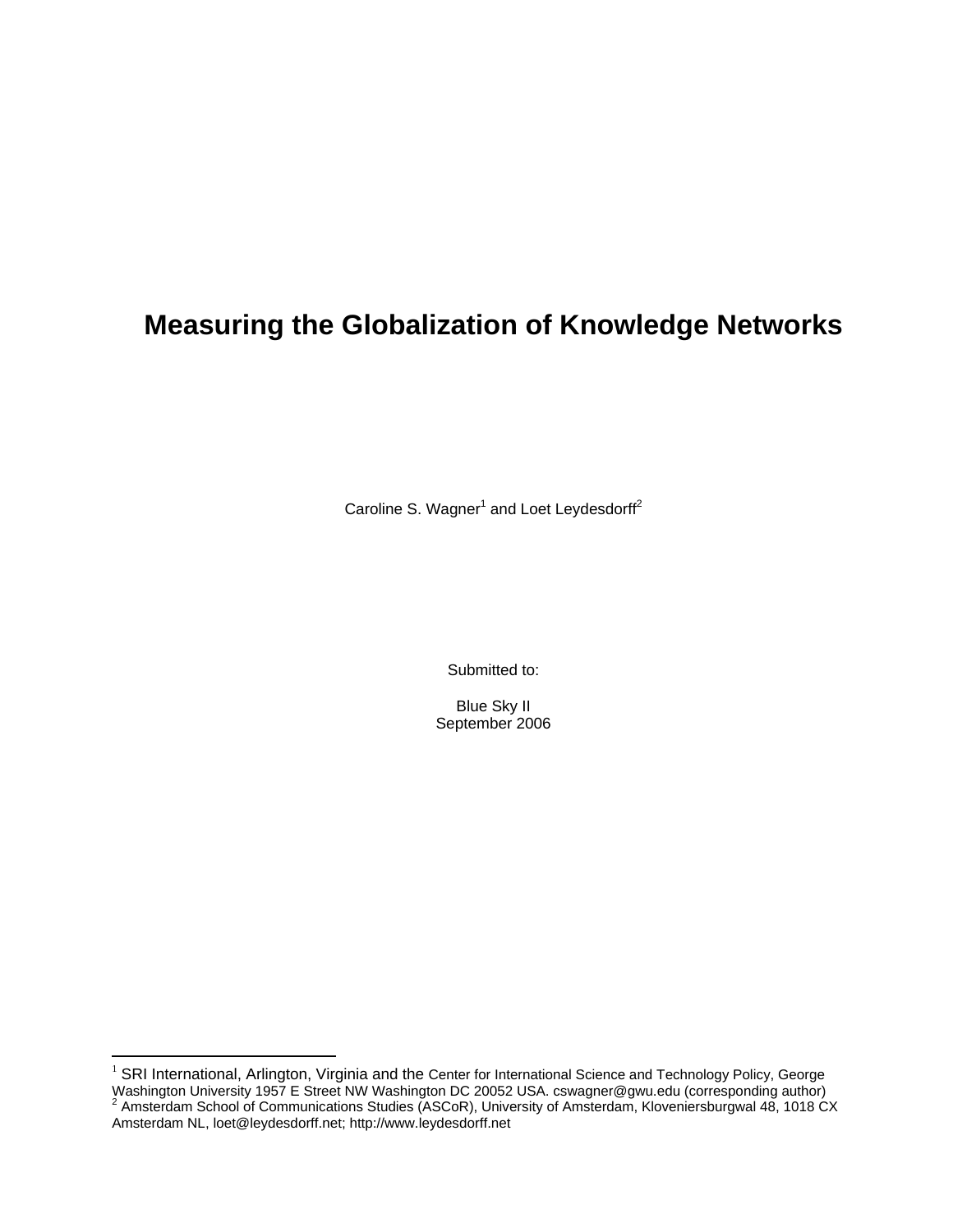# Measuring the Globalization of Knowledge Networks

Caroline S. Wagner[1] and Loet Leydesdorff[2]

Submitted to:

Blue Sky II
September 2006

[1] SRI International, Arlington, Virginia and the Center for International Science and Technology Policy, George Washington University 1957 E Street NW Washington DC 20052 USA. cswagner@gwu.edu (corresponding author)
[2] Amsterdam School of Communications Studies (ASCoR), University of Amsterdam, Kloveniersburgwal 48, 1018 CX Amsterdam NL, loet@leydesdorff.net; http://www.leydesdorff.net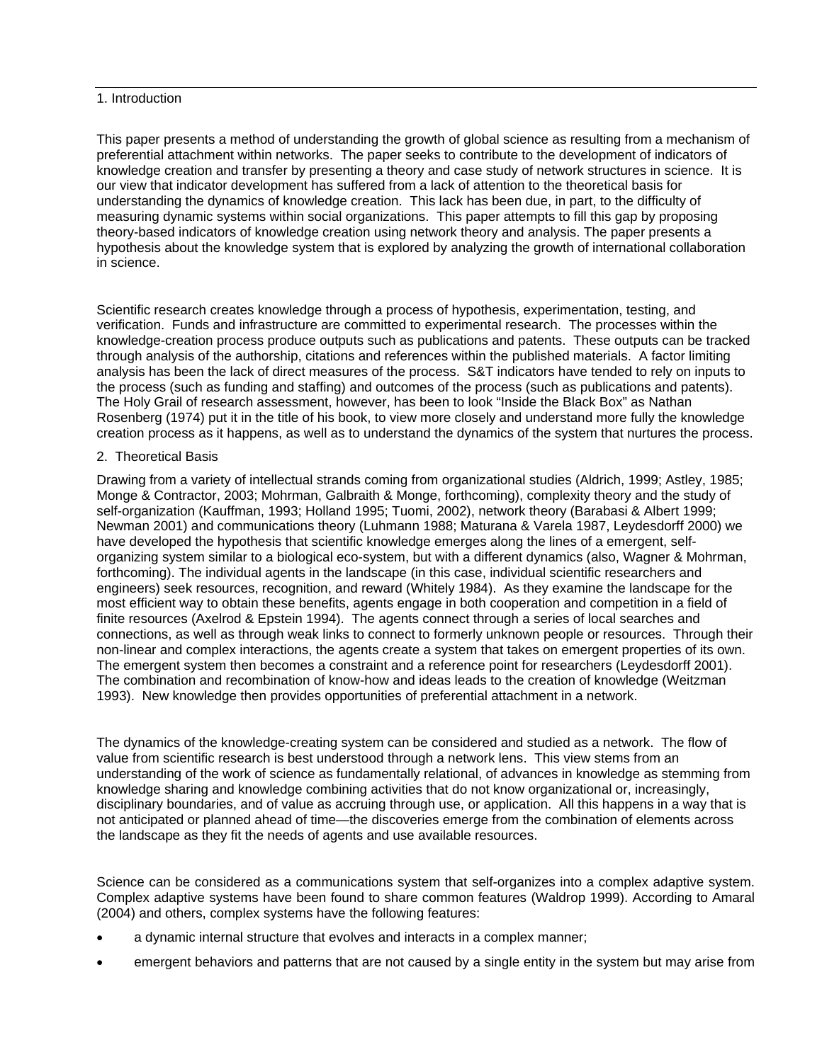## 1. Introduction

This paper presents a method of understanding the growth of global science as resulting from a mechanism of preferential attachment within networks. The paper seeks to contribute to the development of indicators of knowledge creation and transfer by presenting a theory and case study of network structures in science. It is our view that indicator development has suffered from a lack of attention to the theoretical basis for understanding the dynamics of knowledge creation. This lack has been due, in part, to the difficulty of measuring dynamic systems within social organizations. This paper attempts to fill this gap by proposing theory-based indicators of knowledge creation using network theory and analysis. The paper presents a hypothesis about the knowledge system that is explored by analyzing the growth of international collaboration in science.

Scientific research creates knowledge through a process of hypothesis, experimentation, testing, and verification. Funds and infrastructure are committed to experimental research. The processes within the knowledge-creation process produce outputs such as publications and patents. These outputs can be tracked through analysis of the authorship, citations and references within the published materials. A factor limiting analysis has been the lack of direct measures of the process. S&T indicators have tended to rely on inputs to the process (such as funding and staffing) and outcomes of the process (such as publications and patents). The Holy Grail of research assessment, however, has been to look "Inside the Black Box" as Nathan Rosenberg (1974) put it in the title of his book, to view more closely and understand more fully the knowledge creation process as it happens, as well as to understand the dynamics of the system that nurtures the process.

## 2. Theoretical Basis

Drawing from a variety of intellectual strands coming from organizational studies (Aldrich, 1999; Astley, 1985; Monge & Contractor, 2003; Mohrman, Galbraith & Monge, forthcoming), complexity theory and the study of self-organization (Kauffman, 1993; Holland 1995; Tuomi, 2002), network theory (Barabasi & Albert 1999; Newman 2001) and communications theory (Luhmann 1988; Maturana & Varela 1987, Leydesdorff 2000) we have developed the hypothesis that scientific knowledge emerges along the lines of a emergent, self-organizing system similar to a biological eco-system, but with a different dynamics (also, Wagner & Mohrman, forthcoming). The individual agents in the landscape (in this case, individual scientific researchers and engineers) seek resources, recognition, and reward (Whitely 1984). As they examine the landscape for the most efficient way to obtain these benefits, agents engage in both cooperation and competition in a field of finite resources (Axelrod & Epstein 1994). The agents connect through a series of local searches and connections, as well as through weak links to connect to formerly unknown people or resources. Through their non-linear and complex interactions, the agents create a system that takes on emergent properties of its own. The emergent system then becomes a constraint and a reference point for researchers (Leydesdorff 2001). The combination and recombination of know-how and ideas leads to the creation of knowledge (Weitzman 1993). New knowledge then provides opportunities of preferential attachment in a network.

The dynamics of the knowledge-creating system can be considered and studied as a network. The flow of value from scientific research is best understood through a network lens. This view stems from an understanding of the work of science as fundamentally relational, of advances in knowledge as stemming from knowledge sharing and knowledge combining activities that do not know organizational or, increasingly, disciplinary boundaries, and of value as accruing through use, or application. All this happens in a way that is not anticipated or planned ahead of time—the discoveries emerge from the combination of elements across the landscape as they fit the needs of agents and use available resources.

Science can be considered as a communications system that self-organizes into a complex adaptive system. Complex adaptive systems have been found to share common features (Waldrop 1999). According to Amaral (2004) and others, complex systems have the following features:

- a dynamic internal structure that evolves and interacts in a complex manner;
- emergent behaviors and patterns that are not caused by a single entity in the system but may arise from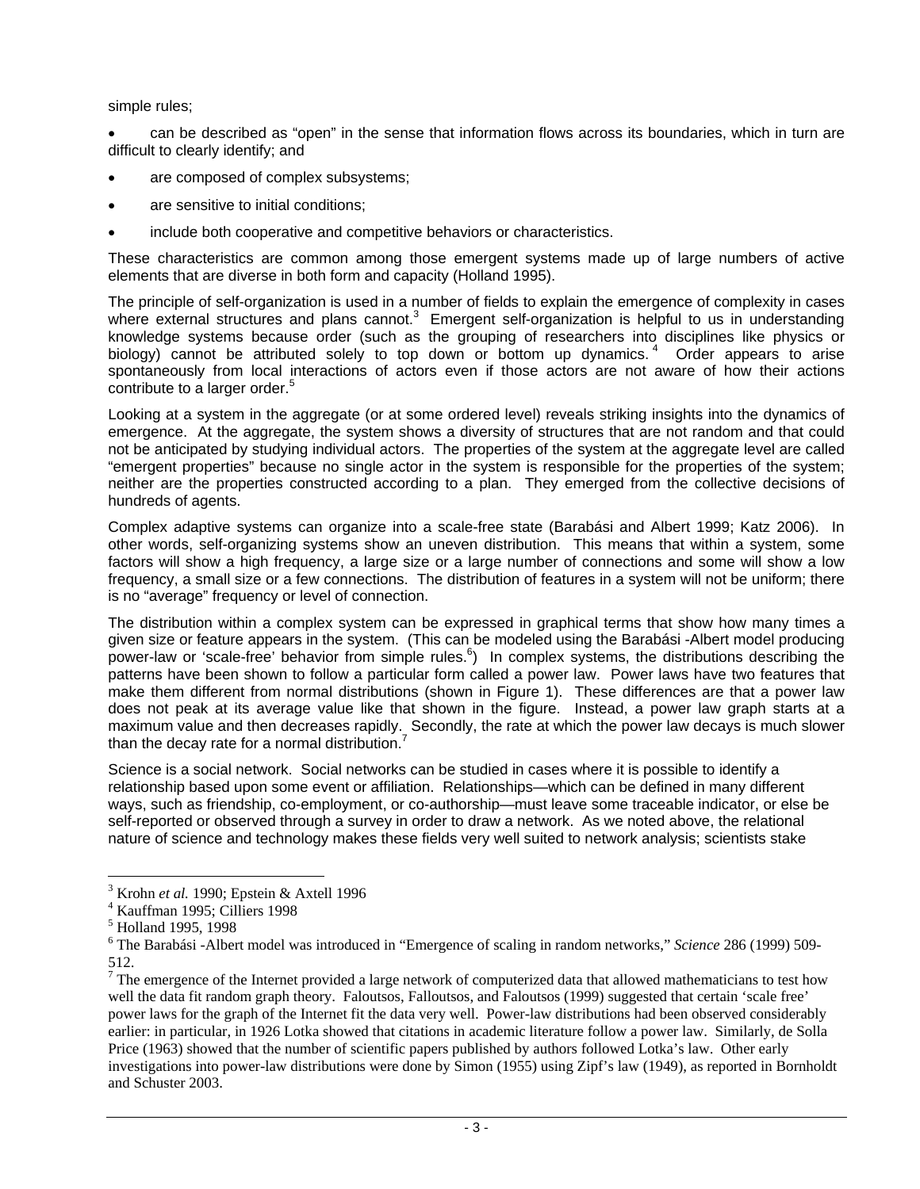simple rules;

- can be described as "open" in the sense that information flows across its boundaries, which in turn are difficult to clearly identify; and
- are composed of complex subsystems;
- are sensitive to initial conditions;
- include both cooperative and competitive behaviors or characteristics.

These characteristics are common among those emergent systems made up of large numbers of active elements that are diverse in both form and capacity (Holland 1995).

The principle of self-organization is used in a number of fields to explain the emergence of complexity in cases where external structures and plans cannot.[3] Emergent self-organization is helpful to us in understanding knowledge systems because order (such as the grouping of researchers into disciplines like physics or biology) cannot be attributed solely to top down or bottom up dynamics.[4] Order appears to arise spontaneously from local interactions of actors even if those actors are not aware of how their actions contribute to a larger order.[5]

Looking at a system in the aggregate (or at some ordered level) reveals striking insights into the dynamics of emergence. At the aggregate, the system shows a diversity of structures that are not random and that could not be anticipated by studying individual actors. The properties of the system at the aggregate level are called "emergent properties" because no single actor in the system is responsible for the properties of the system; neither are the properties constructed according to a plan. They emerged from the collective decisions of hundreds of agents.

Complex adaptive systems can organize into a scale-free state (Barabási and Albert 1999; Katz 2006). In other words, self-organizing systems show an uneven distribution. This means that within a system, some factors will show a high frequency, a large size or a large number of connections and some will show a low frequency, a small size or a few connections. The distribution of features in a system will not be uniform; there is no "average" frequency or level of connection.

The distribution within a complex system can be expressed in graphical terms that show how many times a given size or feature appears in the system. (This can be modeled using the Barabási -Albert model producing power-law or 'scale-free' behavior from simple rules.[6]) In complex systems, the distributions describing the patterns have been shown to follow a particular form called a power law. Power laws have two features that make them different from normal distributions (shown in Figure 1). These differences are that a power law does not peak at its average value like that shown in the figure. Instead, a power law graph starts at a maximum value and then decreases rapidly. Secondly, the rate at which the power law decays is much slower than the decay rate for a normal distribution.[7]

Science is a social network. Social networks can be studied in cases where it is possible to identify a relationship based upon some event or affiliation. Relationships—which can be defined in many different ways, such as friendship, co-employment, or co-authorship—must leave some traceable indicator, or else be self-reported or observed through a survey in order to draw a network. As we noted above, the relational nature of science and technology makes these fields very well suited to network analysis; scientists stake

---

[3] Krohn *et al.* 1990; Epstein & Axtell 1996

[4] Kauffman 1995; Cilliers 1998

[5] Holland 1995, 1998

[6] The Barabási -Albert model was introduced in "Emergence of scaling in random networks," *Science* 286 (1999) 509-512.

[7] The emergence of the Internet provided a large network of computerized data that allowed mathematicians to test how well the data fit random graph theory. Faloutsos, Falloutsos, and Faloutsos (1999) suggested that certain 'scale free' power laws for the graph of the Internet fit the data very well. Power-law distributions had been observed considerably earlier: in particular, in 1926 Lotka showed that citations in academic literature follow a power law. Similarly, de Solla Price (1963) showed that the number of scientific papers published by authors followed Lotka's law. Other early investigations into power-law distributions were done by Simon (1955) using Zipf's law (1949), as reported in Bornholdt and Schuster 2003.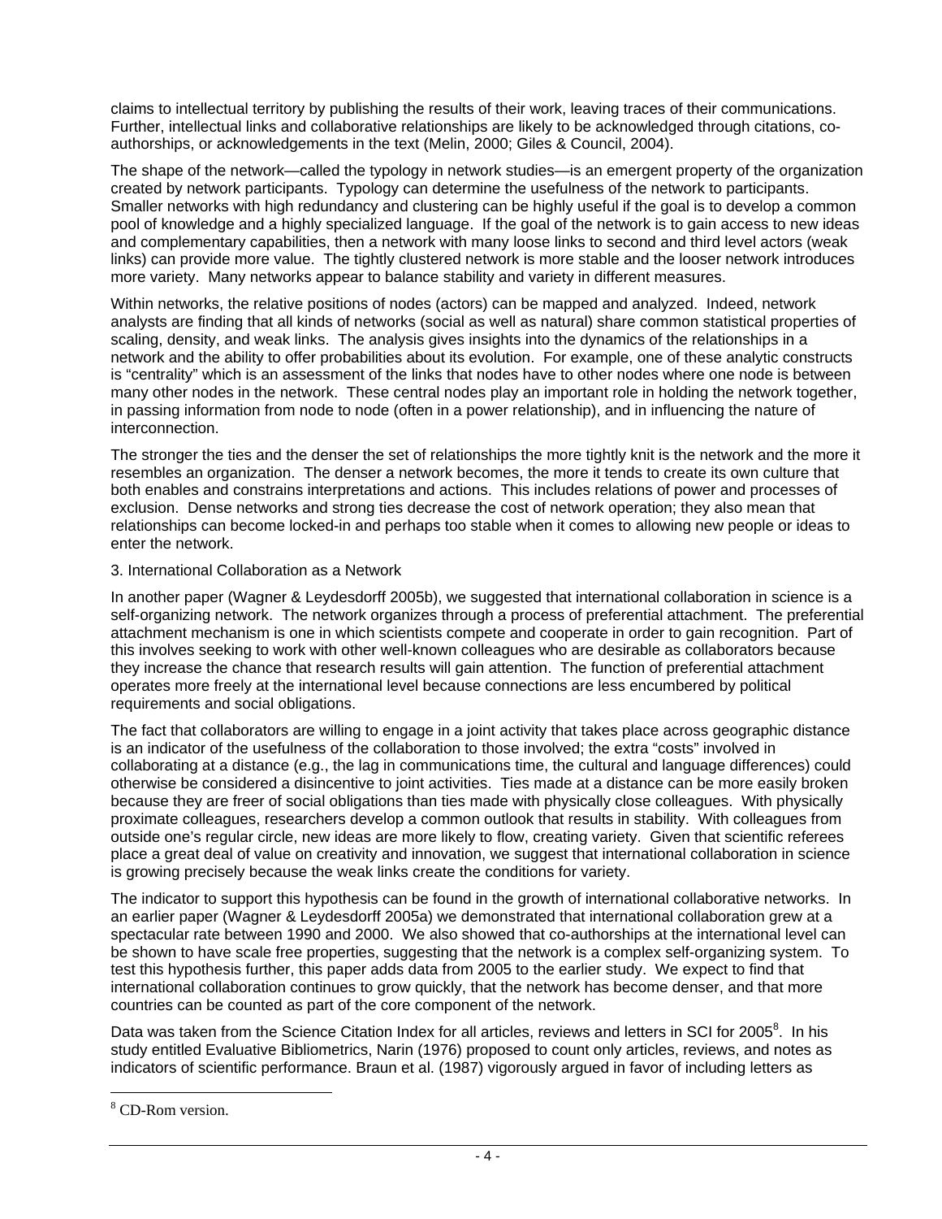claims to intellectual territory by publishing the results of their work, leaving traces of their communications. Further, intellectual links and collaborative relationships are likely to be acknowledged through citations, co-authorships, or acknowledgements in the text (Melin, 2000; Giles & Council, 2004).

The shape of the network—called the typology in network studies—is an emergent property of the organization created by network participants. Typology can determine the usefulness of the network to participants. Smaller networks with high redundancy and clustering can be highly useful if the goal is to develop a common pool of knowledge and a highly specialized language. If the goal of the network is to gain access to new ideas and complementary capabilities, then a network with many loose links to second and third level actors (weak links) can provide more value. The tightly clustered network is more stable and the looser network introduces more variety. Many networks appear to balance stability and variety in different measures.

Within networks, the relative positions of nodes (actors) can be mapped and analyzed. Indeed, network analysts are finding that all kinds of networks (social as well as natural) share common statistical properties of scaling, density, and weak links. The analysis gives insights into the dynamics of the relationships in a network and the ability to offer probabilities about its evolution. For example, one of these analytic constructs is "centrality" which is an assessment of the links that nodes have to other nodes where one node is between many other nodes in the network. These central nodes play an important role in holding the network together, in passing information from node to node (often in a power relationship), and in influencing the nature of interconnection.

The stronger the ties and the denser the set of relationships the more tightly knit is the network and the more it resembles an organization. The denser a network becomes, the more it tends to create its own culture that both enables and constrains interpretations and actions. This includes relations of power and processes of exclusion. Dense networks and strong ties decrease the cost of network operation; they also mean that relationships can become locked-in and perhaps too stable when it comes to allowing new people or ideas to enter the network.

## 3. International Collaboration as a Network

In another paper (Wagner & Leydesdorff 2005b), we suggested that international collaboration in science is a self-organizing network. The network organizes through a process of preferential attachment. The preferential attachment mechanism is one in which scientists compete and cooperate in order to gain recognition. Part of this involves seeking to work with other well-known colleagues who are desirable as collaborators because they increase the chance that research results will gain attention. The function of preferential attachment operates more freely at the international level because connections are less encumbered by political requirements and social obligations.

The fact that collaborators are willing to engage in a joint activity that takes place across geographic distance is an indicator of the usefulness of the collaboration to those involved; the extra "costs" involved in collaborating at a distance (e.g., the lag in communications time, the cultural and language differences) could otherwise be considered a disincentive to joint activities. Ties made at a distance can be more easily broken because they are freer of social obligations than ties made with physically close colleagues. With physically proximate colleagues, researchers develop a common outlook that results in stability. With colleagues from outside one's regular circle, new ideas are more likely to flow, creating variety. Given that scientific referees place a great deal of value on creativity and innovation, we suggest that international collaboration in science is growing precisely because the weak links create the conditions for variety.

The indicator to support this hypothesis can be found in the growth of international collaborative networks. In an earlier paper (Wagner & Leydesdorff 2005a) we demonstrated that international collaboration grew at a spectacular rate between 1990 and 2000. We also showed that co-authorships at the international level can be shown to have scale free properties, suggesting that the network is a complex self-organizing system. To test this hypothesis further, this paper adds data from 2005 to the earlier study. We expect to find that international collaboration continues to grow quickly, that the network has become denser, and that more countries can be counted as part of the core component of the network.

Data was taken from the Science Citation Index for all articles, reviews and letters in SCI for 2005[8]. In his study entitled Evaluative Bibliometrics, Narin (1976) proposed to count only articles, reviews, and notes as indicators of scientific performance. Braun et al. (1987) vigorously argued in favor of including letters as

[8] CD-Rom version.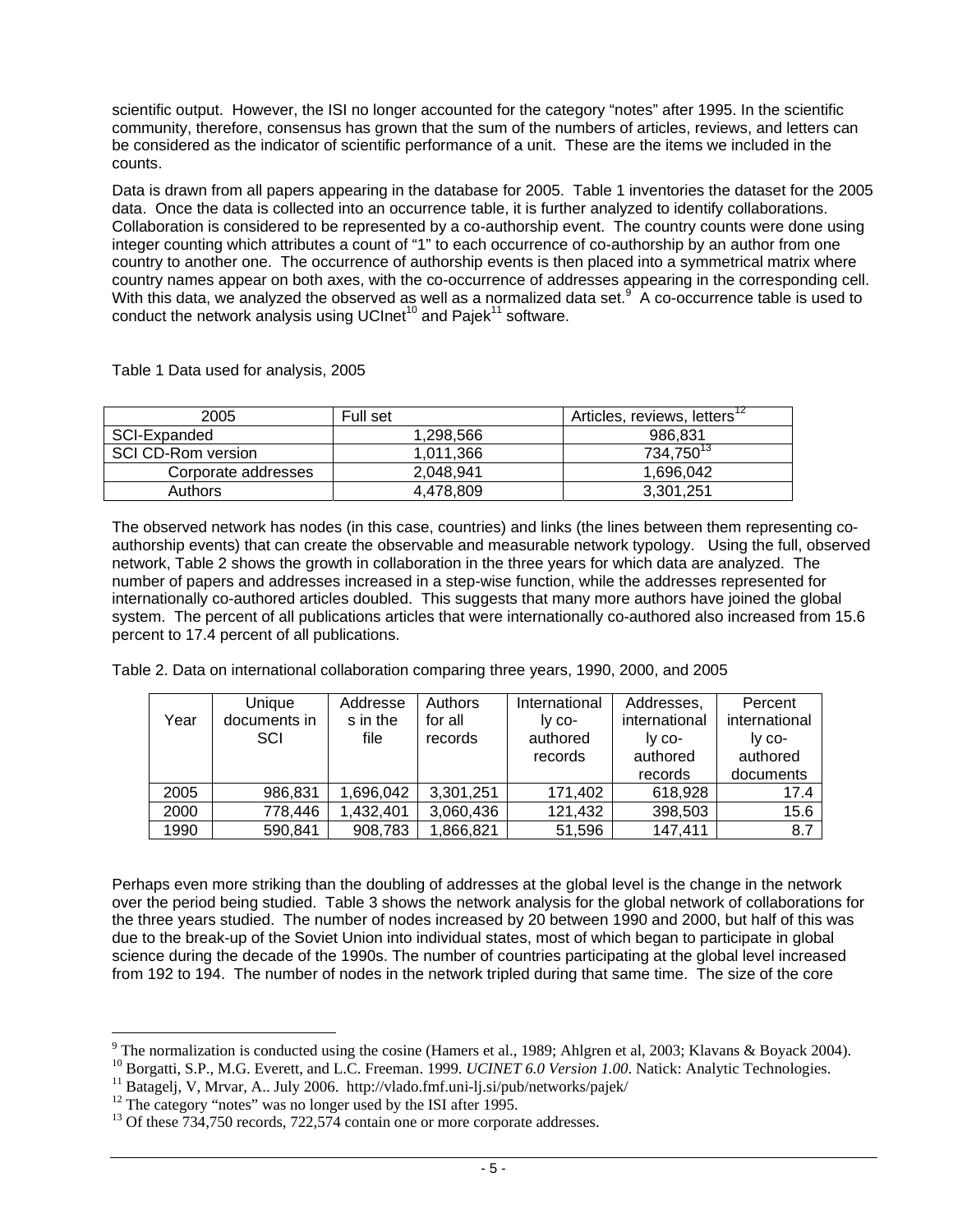scientific output. However, the ISI no longer accounted for the category "notes" after 1995. In the scientific community, therefore, consensus has grown that the sum of the numbers of articles, reviews, and letters can be considered as the indicator of scientific performance of a unit. These are the items we included in the counts.

Data is drawn from all papers appearing in the database for 2005. Table 1 inventories the dataset for the 2005 data. Once the data is collected into an occurrence table, it is further analyzed to identify collaborations. Collaboration is considered to be represented by a co-authorship event. The country counts were done using integer counting which attributes a count of "1" to each occurrence of co-authorship by an author from one country to another one. The occurrence of authorship events is then placed into a symmetrical matrix where country names appear on both axes, with the co-occurrence of addresses appearing in the corresponding cell. With this data, we analyzed the observed as well as a normalized data set.[9] A co-occurrence table is used to conduct the network analysis using UCInet[10] and Pajek[11] software.

Table 1 Data used for analysis, 2005

| 2005 | Full set | Articles, reviews, letters[12] |
|---|---|---|
| SCI-Expanded | 1,298,566 | 986,831 |
| SCI CD-Rom version | 1,011,366 | 734,750[13] |
| Corporate addresses | 2,048,941 | 1,696,042 |
| Authors | 4,478,809 | 3,301,251 |

The observed network has nodes (in this case, countries) and links (the lines between them representing co-authorship events) that can create the observable and measurable network typology. Using the full, observed network, Table 2 shows the growth in collaboration in the three years for which data are analyzed. The number of papers and addresses increased in a step-wise function, while the addresses represented for internationally co-authored articles doubled. This suggests that many more authors have joined the global system. The percent of all publications articles that were internationally co-authored also increased from 15.6 percent to 17.4 percent of all publications.

Table 2. Data on international collaboration comparing three years, 1990, 2000, and 2005

| Year | Unique documents in SCI | Addresses in the file | Authors for all records | Internationally co-authored records | Addresses, internationally co-authored records | Percent internationally co-authored documents |
|---|---|---|---|---|---|---|
| 2005 | 986,831 | 1,696,042 | 3,301,251 | 171,402 | 618,928 | 17.4 |
| 2000 | 778,446 | 1,432,401 | 3,060,436 | 121,432 | 398,503 | 15.6 |
| 1990 | 590,841 | 908,783 | 1,866,821 | 51,596 | 147,411 | 8.7 |

Perhaps even more striking than the doubling of addresses at the global level is the change in the network over the period being studied. Table 3 shows the network analysis for the global network of collaborations for the three years studied. The number of nodes increased by 20 between 1990 and 2000, but half of this was due to the break-up of the Soviet Union into individual states, most of which began to participate in global science during the decade of the 1990s. The number of countries participating at the global level increased from 192 to 194. The number of nodes in the network tripled during that same time. The size of the core

---

[9] The normalization is conducted using the cosine (Hamers et al., 1989; Ahlgren et al, 2003; Klavans & Boyack 2004).

[10] Borgatti, S.P., M.G. Everett, and L.C. Freeman. 1999. *UCINET 6.0 Version 1.00*. Natick: Analytic Technologies.

[11] Batagelj, V, Mrvar, A.. July 2006. http://vlado.fmf.uni-lj.si/pub/networks/pajek/

[12] The category "notes" was no longer used by the ISI after 1995.

[13] Of these 734,750 records, 722,574 contain one or more corporate addresses.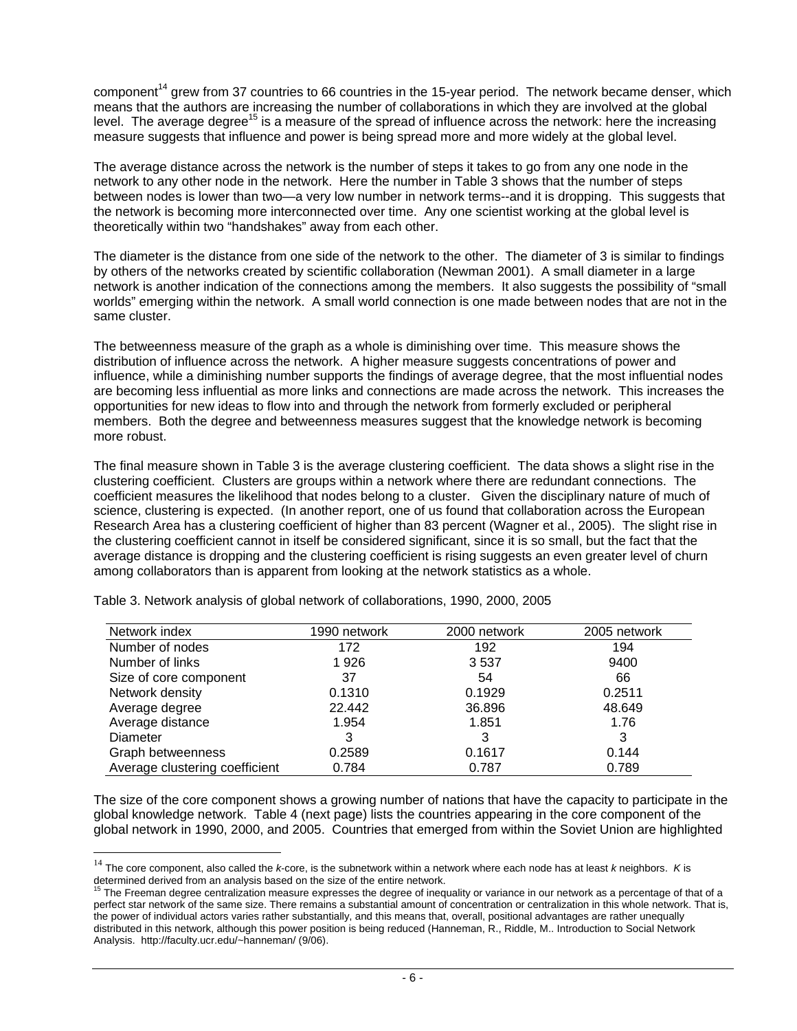component[14] grew from 37 countries to 66 countries in the 15-year period. The network became denser, which means that the authors are increasing the number of collaborations in which they are involved at the global level. The average degree[15] is a measure of the spread of influence across the network: here the increasing measure suggests that influence and power is being spread more and more widely at the global level.

The average distance across the network is the number of steps it takes to go from any one node in the network to any other node in the network. Here the number in Table 3 shows that the number of steps between nodes is lower than two—a very low number in network terms--and it is dropping. This suggests that the network is becoming more interconnected over time. Any one scientist working at the global level is theoretically within two "handshakes" away from each other.

The diameter is the distance from one side of the network to the other. The diameter of 3 is similar to findings by others of the networks created by scientific collaboration (Newman 2001). A small diameter in a large network is another indication of the connections among the members. It also suggests the possibility of "small worlds" emerging within the network. A small world connection is one made between nodes that are not in the same cluster.

The betweenness measure of the graph as a whole is diminishing over time. This measure shows the distribution of influence across the network. A higher measure suggests concentrations of power and influence, while a diminishing number supports the findings of average degree, that the most influential nodes are becoming less influential as more links and connections are made across the network. This increases the opportunities for new ideas to flow into and through the network from formerly excluded or peripheral members. Both the degree and betweenness measures suggest that the knowledge network is becoming more robust.

The final measure shown in Table 3 is the average clustering coefficient. The data shows a slight rise in the clustering coefficient. Clusters are groups within a network where there are redundant connections. The coefficient measures the likelihood that nodes belong to a cluster. Given the disciplinary nature of much of science, clustering is expected. (In another report, one of us found that collaboration across the European Research Area has a clustering coefficient of higher than 83 percent (Wagner et al., 2005). The slight rise in the clustering coefficient cannot in itself be considered significant, since it is so small, but the fact that the average distance is dropping and the clustering coefficient is rising suggests an even greater level of churn among collaborators than is apparent from looking at the network statistics as a whole.

Table 3. Network analysis of global network of collaborations, 1990, 2000, 2005

| Network index | 1990 network | 2000 network | 2005 network |
|---|---|---|---|
| Number of nodes | 172 | 192 | 194 |
| Number of links | 1 926 | 3 537 | 9400 |
| Size of core component | 37 | 54 | 66 |
| Network density | 0.1310 | 0.1929 | 0.2511 |
| Average degree | 22.442 | 36.896 | 48.649 |
| Average distance | 1.954 | 1.851 | 1.76 |
| Diameter | 3 | 3 | 3 |
| Graph betweenness | 0.2589 | 0.1617 | 0.144 |
| Average clustering coefficient | 0.784 | 0.787 | 0.789 |

The size of the core component shows a growing number of nations that have the capacity to participate in the global knowledge network. Table 4 (next page) lists the countries appearing in the core component of the global network in 1990, 2000, and 2005. Countries that emerged from within the Soviet Union are highlighted

---

[14] The core component, also called the *k*-core, is the subnetwork within a network where each node has at least *k* neighbors. *K* is determined derived from an analysis based on the size of the entire network.

[15] The Freeman degree centralization measure expresses the degree of inequality or variance in our network as a percentage of that of a perfect star network of the same size. There remains a substantial amount of concentration or centralization in this whole network. That is, the power of individual actors varies rather substantially, and this means that, overall, positional advantages are rather unequally distributed in this network, although this power position is being reduced (Hanneman, R., Riddle, M.. Introduction to Social Network Analysis. http://faculty.ucr.edu/~hanneman/ (9/06).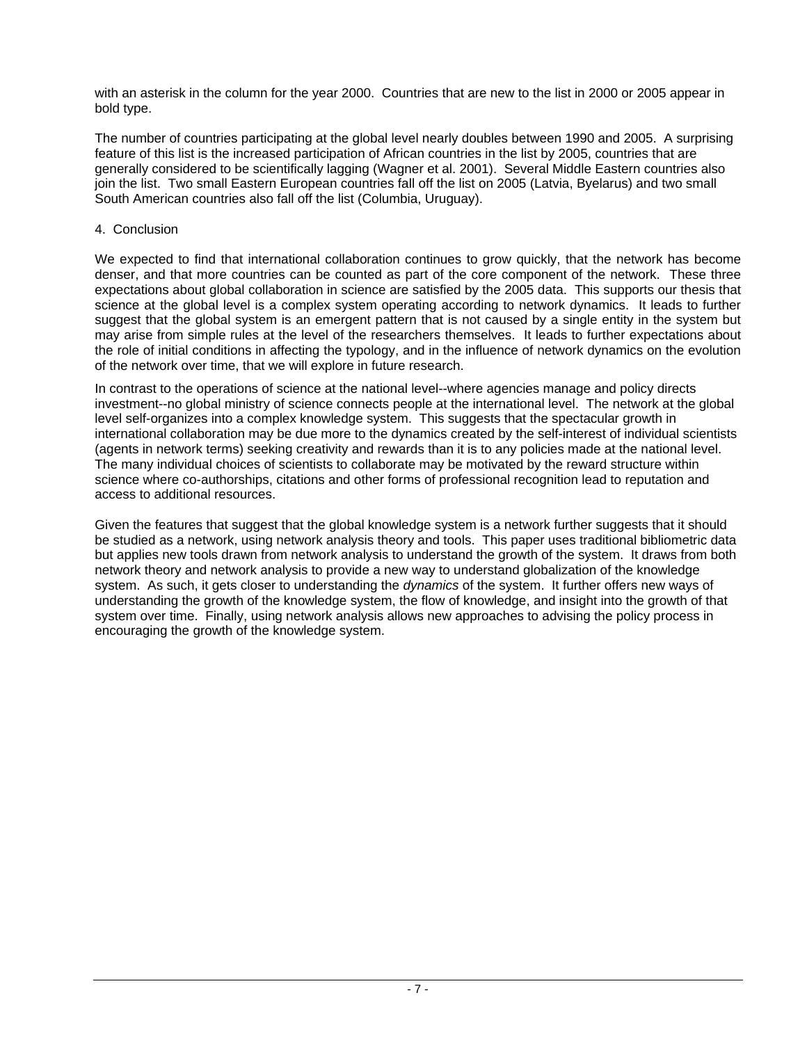with an asterisk in the column for the year 2000. Countries that are new to the list in 2000 or 2005 appear in bold type.

The number of countries participating at the global level nearly doubles between 1990 and 2005. A surprising feature of this list is the increased participation of African countries in the list by 2005, countries that are generally considered to be scientifically lagging (Wagner et al. 2001). Several Middle Eastern countries also join the list. Two small Eastern European countries fall off the list on 2005 (Latvia, Byelarus) and two small South American countries also fall off the list (Columbia, Uruguay).

## 4. Conclusion

We expected to find that international collaboration continues to grow quickly, that the network has become denser, and that more countries can be counted as part of the core component of the network. These three expectations about global collaboration in science are satisfied by the 2005 data. This supports our thesis that science at the global level is a complex system operating according to network dynamics. It leads to further suggest that the global system is an emergent pattern that is not caused by a single entity in the system but may arise from simple rules at the level of the researchers themselves. It leads to further expectations about the role of initial conditions in affecting the typology, and in the influence of network dynamics on the evolution of the network over time, that we will explore in future research.

In contrast to the operations of science at the national level--where agencies manage and policy directs investment--no global ministry of science connects people at the international level. The network at the global level self-organizes into a complex knowledge system. This suggests that the spectacular growth in international collaboration may be due more to the dynamics created by the self-interest of individual scientists (agents in network terms) seeking creativity and rewards than it is to any policies made at the national level. The many individual choices of scientists to collaborate may be motivated by the reward structure within science where co-authorships, citations and other forms of professional recognition lead to reputation and access to additional resources.

Given the features that suggest that the global knowledge system is a network further suggests that it should be studied as a network, using network analysis theory and tools. This paper uses traditional bibliometric data but applies new tools drawn from network analysis to understand the growth of the system. It draws from both network theory and network analysis to provide a new way to understand globalization of the knowledge system. As such, it gets closer to understanding the *dynamics* of the system. It further offers new ways of understanding the growth of the knowledge system, the flow of knowledge, and insight into the growth of that system over time. Finally, using network analysis allows new approaches to advising the policy process in encouraging the growth of the knowledge system.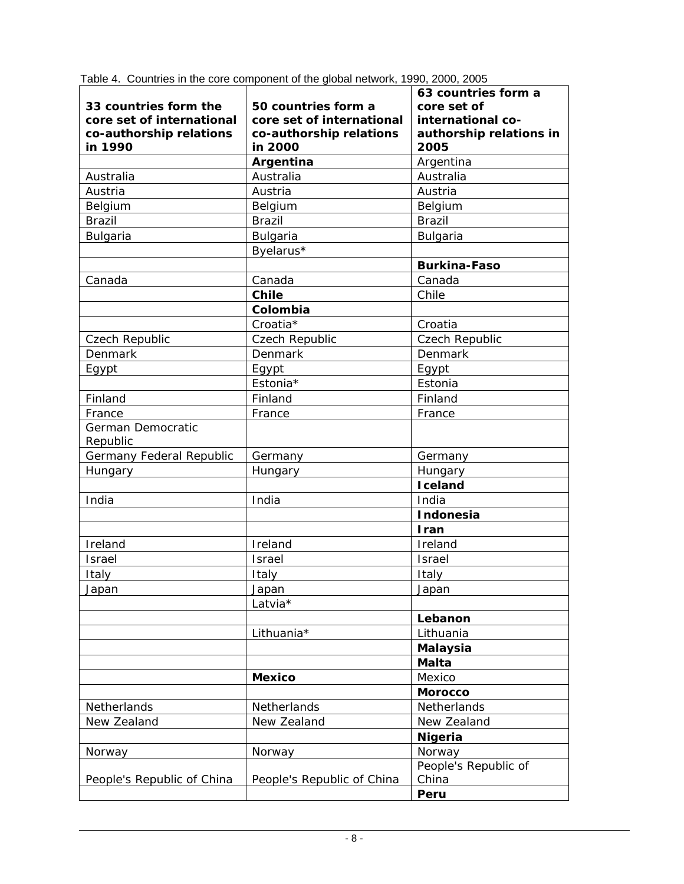Table 4. Countries in the core component of the global network, 1990, 2000, 2005

| **33 countries form the core set of international co-authorship relations in 1990** | **50 countries form a core set of international co-authorship relations in 2000** | **63 countries form a core set of international co-authorship relations in 2005** |
|---|---|---|
| | **Argentina** | Argentina |
| Australia | Australia | Australia |
| Austria | Austria | Austria |
| Belgium | Belgium | Belgium |
| Brazil | Brazil | Brazil |
| Bulgaria | Bulgaria | Bulgaria |
| | Byelarus* | |
| | | **Burkina-Faso** |
| Canada | Canada | Canada |
| | **Chile** | Chile |
| | **Colombia** | |
| | Croatia* | Croatia |
| Czech Republic | Czech Republic | Czech Republic |
| Denmark | Denmark | Denmark |
| Egypt | Egypt | Egypt |
| | Estonia* | Estonia |
| Finland | Finland | Finland |
| France | France | France |
| German Democratic Republic | | |
| Germany Federal Republic | Germany | Germany |
| Hungary | Hungary | Hungary |
| | | **Iceland** |
| India | India | India |
| | | **Indonesia** |
| | | **Iran** |
| Ireland | Ireland | Ireland |
| Israel | Israel | Israel |
| Italy | Italy | Italy |
| Japan | Japan | Japan |
| | Latvia* | |
| | | **Lebanon** |
| | Lithuania* | Lithuania |
| | | **Malaysia** |
| | | **Malta** |
| | **Mexico** | Mexico |
| | | **Morocco** |
| Netherlands | Netherlands | Netherlands |
| New Zealand | New Zealand | New Zealand |
| | | **Nigeria** |
| Norway | Norway | Norway |
| People's Republic of China | People's Republic of China | People's Republic of China |
| | | **Peru** |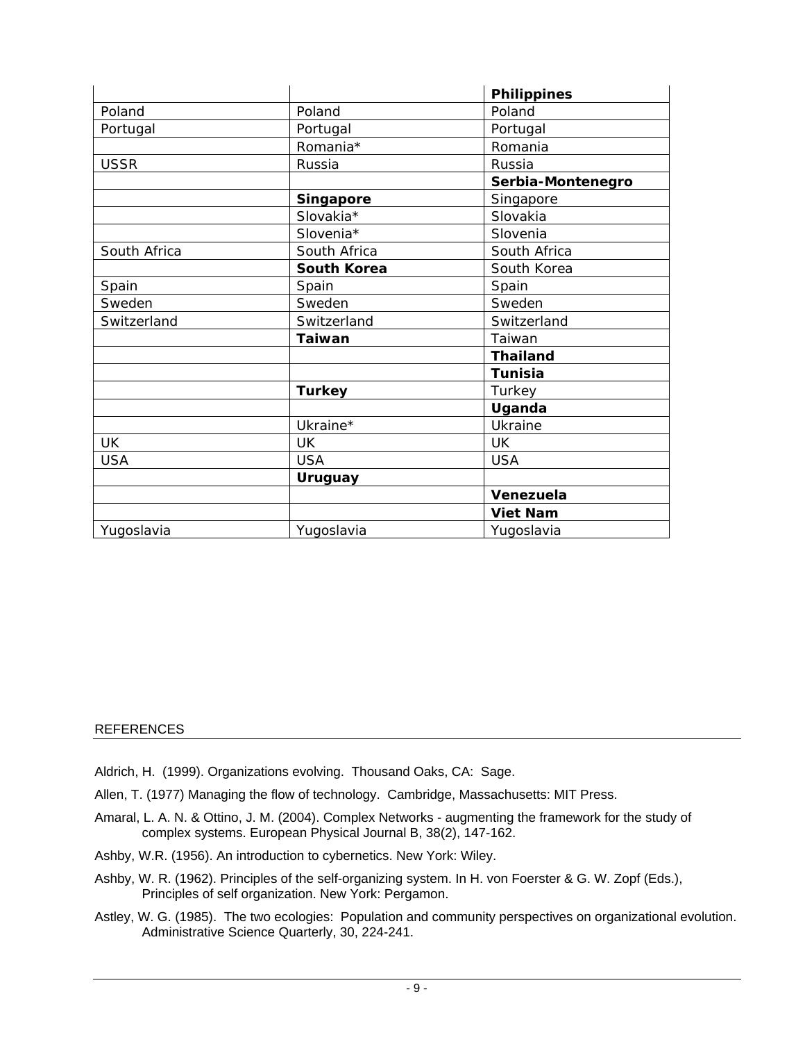| | | **Philippines** |
|---|---|---|
| Poland | Poland | Poland |
| Portugal | Portugal | Portugal |
| | Romania* | Romania |
| USSR | Russia | Russia |
| | | **Serbia-Montenegro** |
| | **Singapore** | Singapore |
| | Slovakia* | Slovakia |
| | Slovenia* | Slovenia |
| South Africa | South Africa | South Africa |
| | **South Korea** | South Korea |
| Spain | Spain | Spain |
| Sweden | Sweden | Sweden |
| Switzerland | Switzerland | Switzerland |
| | **Taiwan** | Taiwan |
| | | **Thailand** |
| | | **Tunisia** |
| | **Turkey** | Turkey |
| | | **Uganda** |
| | Ukraine* | Ukraine |
| UK | UK | UK |
| USA | USA | USA |
| | **Uruguay** | |
| | | **Venezuela** |
| | | **Viet Nam** |
| Yugoslavia | Yugoslavia | Yugoslavia |

## REFERENCES

Aldrich, H. (1999). Organizations evolving. Thousand Oaks, CA: Sage.

Allen, T. (1977) Managing the flow of technology. Cambridge, Massachusetts: MIT Press.

Amaral, L. A. N. & Ottino, J. M. (2004). Complex Networks - augmenting the framework for the study of complex systems. European Physical Journal B, 38(2), 147-162.

Ashby, W.R. (1956). An introduction to cybernetics. New York: Wiley.

Ashby, W. R. (1962). Principles of the self-organizing system. In H. von Foerster & G. W. Zopf (Eds.), Principles of self organization. New York: Pergamon.

Astley, W. G. (1985). The two ecologies: Population and community perspectives on organizational evolution. Administrative Science Quarterly, 30, 224-241.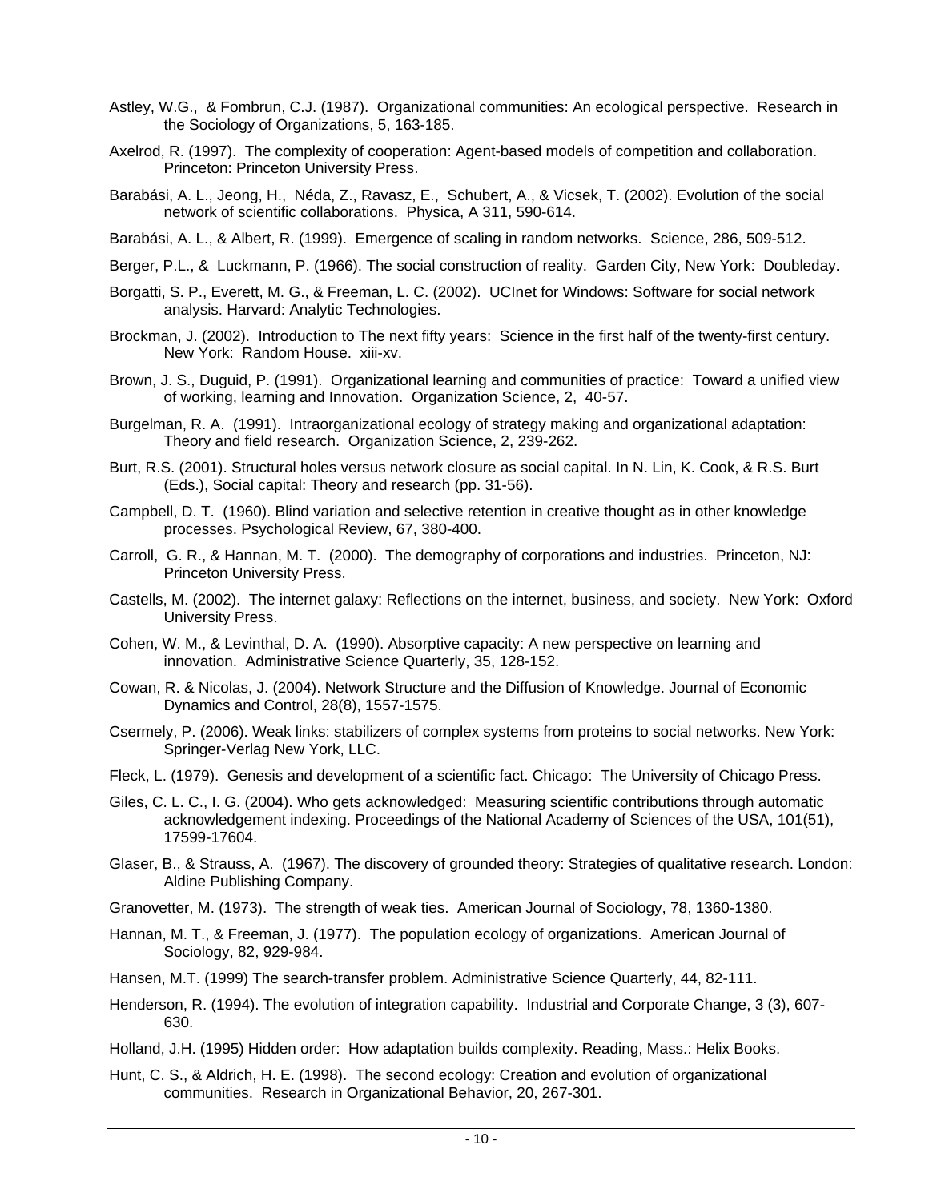Astley, W.G., & Fombrun, C.J. (1987). Organizational communities: An ecological perspective. Research in the Sociology of Organizations, 5, 163-185.

Axelrod, R. (1997). The complexity of cooperation: Agent-based models of competition and collaboration. Princeton: Princeton University Press.

Barabási, A. L., Jeong, H., Néda, Z., Ravasz, E., Schubert, A., & Vicsek, T. (2002). Evolution of the social network of scientific collaborations. Physica, A 311, 590-614.

Barabási, A. L., & Albert, R. (1999). Emergence of scaling in random networks. Science, 286, 509-512.

Berger, P.L., & Luckmann, P. (1966). The social construction of reality. Garden City, New York: Doubleday.

Borgatti, S. P., Everett, M. G., & Freeman, L. C. (2002). UCInet for Windows: Software for social network analysis. Harvard: Analytic Technologies.

Brockman, J. (2002). Introduction to The next fifty years: Science in the first half of the twenty-first century. New York: Random House. xiii-xv.

Brown, J. S., Duguid, P. (1991). Organizational learning and communities of practice: Toward a unified view of working, learning and Innovation. Organization Science, 2, 40-57.

Burgelman, R. A. (1991). Intraorganizational ecology of strategy making and organizational adaptation: Theory and field research. Organization Science, 2, 239-262.

Burt, R.S. (2001). Structural holes versus network closure as social capital. In N. Lin, K. Cook, & R.S. Burt (Eds.), Social capital: Theory and research (pp. 31-56).

Campbell, D. T. (1960). Blind variation and selective retention in creative thought as in other knowledge processes. Psychological Review, 67, 380-400.

Carroll, G. R., & Hannan, M. T. (2000). The demography of corporations and industries. Princeton, NJ: Princeton University Press.

Castells, M. (2002). The internet galaxy: Reflections on the internet, business, and society. New York: Oxford University Press.

Cohen, W. M., & Levinthal, D. A. (1990). Absorptive capacity: A new perspective on learning and innovation. Administrative Science Quarterly, 35, 128-152.

Cowan, R. & Nicolas, J. (2004). Network Structure and the Diffusion of Knowledge. Journal of Economic Dynamics and Control, 28(8), 1557-1575.

Csermely, P. (2006). Weak links: stabilizers of complex systems from proteins to social networks. New York: Springer-Verlag New York, LLC.

Fleck, L. (1979). Genesis and development of a scientific fact. Chicago: The University of Chicago Press.

Giles, C. L. C., I. G. (2004). Who gets acknowledged: Measuring scientific contributions through automatic acknowledgement indexing. Proceedings of the National Academy of Sciences of the USA, 101(51), 17599-17604.

Glaser, B., & Strauss, A. (1967). The discovery of grounded theory: Strategies of qualitative research. London: Aldine Publishing Company.

Granovetter, M. (1973). The strength of weak ties. American Journal of Sociology, 78, 1360-1380.

Hannan, M. T., & Freeman, J. (1977). The population ecology of organizations. American Journal of Sociology, 82, 929-984.

Hansen, M.T. (1999) The search-transfer problem. Administrative Science Quarterly, 44, 82-111.

Henderson, R. (1994). The evolution of integration capability. Industrial and Corporate Change, 3 (3), 607-630.

Holland, J.H. (1995) Hidden order: How adaptation builds complexity. Reading, Mass.: Helix Books.

Hunt, C. S., & Aldrich, H. E. (1998). The second ecology: Creation and evolution of organizational communities. Research in Organizational Behavior, 20, 267-301.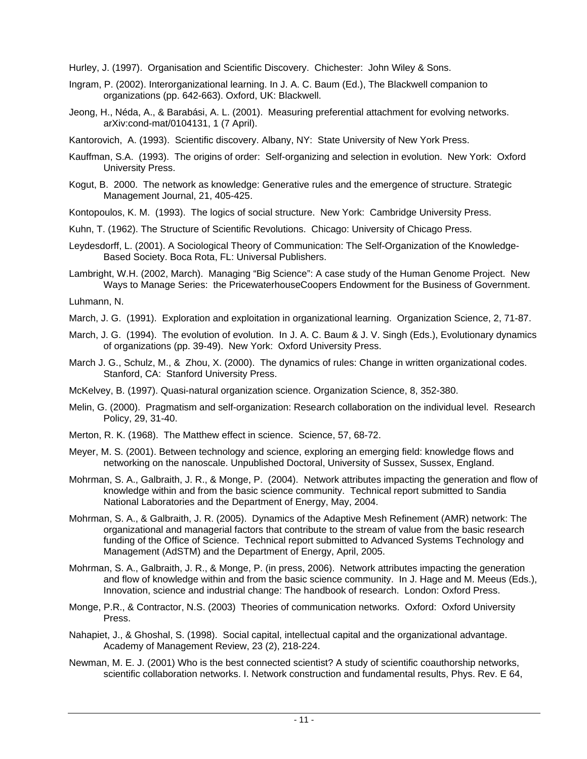Hurley, J. (1997). Organisation and Scientific Discovery. Chichester: John Wiley & Sons.

Ingram, P. (2002). Interorganizational learning. In J. A. C. Baum (Ed.), The Blackwell companion to organizations (pp. 642-663). Oxford, UK: Blackwell.

Jeong, H., Néda, A., & Barabási, A. L. (2001). Measuring preferential attachment for evolving networks. arXiv:cond-mat/0104131, 1 (7 April).

Kantorovich, A. (1993). Scientific discovery. Albany, NY: State University of New York Press.

Kauffman, S.A. (1993). The origins of order: Self-organizing and selection in evolution. New York: Oxford University Press.

Kogut, B. 2000. The network as knowledge: Generative rules and the emergence of structure. Strategic Management Journal, 21, 405-425.

Kontopoulos, K. M. (1993). The logics of social structure. New York: Cambridge University Press.

Kuhn, T. (1962). The Structure of Scientific Revolutions. Chicago: University of Chicago Press.

Leydesdorff, L. (2001). A Sociological Theory of Communication: The Self-Organization of the Knowledge-Based Society. Boca Rota, FL: Universal Publishers.

Lambright, W.H. (2002, March). Managing "Big Science": A case study of the Human Genome Project. New Ways to Manage Series: the PricewaterhouseCoopers Endowment for the Business of Government.

Luhmann, N.

March, J. G. (1991). Exploration and exploitation in organizational learning. Organization Science, 2, 71-87.

March, J. G. (1994). The evolution of evolution. In J. A. C. Baum & J. V. Singh (Eds.), Evolutionary dynamics of organizations (pp. 39-49). New York: Oxford University Press.

March J. G., Schulz, M., & Zhou, X. (2000). The dynamics of rules: Change in written organizational codes. Stanford, CA: Stanford University Press.

McKelvey, B. (1997). Quasi-natural organization science. Organization Science, 8, 352-380.

Melin, G. (2000). Pragmatism and self-organization: Research collaboration on the individual level. Research Policy, 29, 31-40.

Merton, R. K. (1968). The Matthew effect in science. Science, 57, 68-72.

Meyer, M. S. (2001). Between technology and science, exploring an emerging field: knowledge flows and networking on the nanoscale. Unpublished Doctoral, University of Sussex, Sussex, England.

Mohrman, S. A., Galbraith, J. R., & Monge, P. (2004). Network attributes impacting the generation and flow of knowledge within and from the basic science community. Technical report submitted to Sandia National Laboratories and the Department of Energy, May, 2004.

Mohrman, S. A., & Galbraith, J. R. (2005). Dynamics of the Adaptive Mesh Refinement (AMR) network: The organizational and managerial factors that contribute to the stream of value from the basic research funding of the Office of Science. Technical report submitted to Advanced Systems Technology and Management (AdSTM) and the Department of Energy, April, 2005.

Mohrman, S. A., Galbraith, J. R., & Monge, P. (in press, 2006). Network attributes impacting the generation and flow of knowledge within and from the basic science community. In J. Hage and M. Meeus (Eds.), Innovation, science and industrial change: The handbook of research. London: Oxford Press.

Monge, P.R., & Contractor, N.S. (2003) Theories of communication networks. Oxford: Oxford University Press.

Nahapiet, J., & Ghoshal, S. (1998). Social capital, intellectual capital and the organizational advantage. Academy of Management Review, 23 (2), 218-224.

Newman, M. E. J. (2001) Who is the best connected scientist? A study of scientific coauthorship networks, scientific collaboration networks. I. Network construction and fundamental results, Phys. Rev. E 64,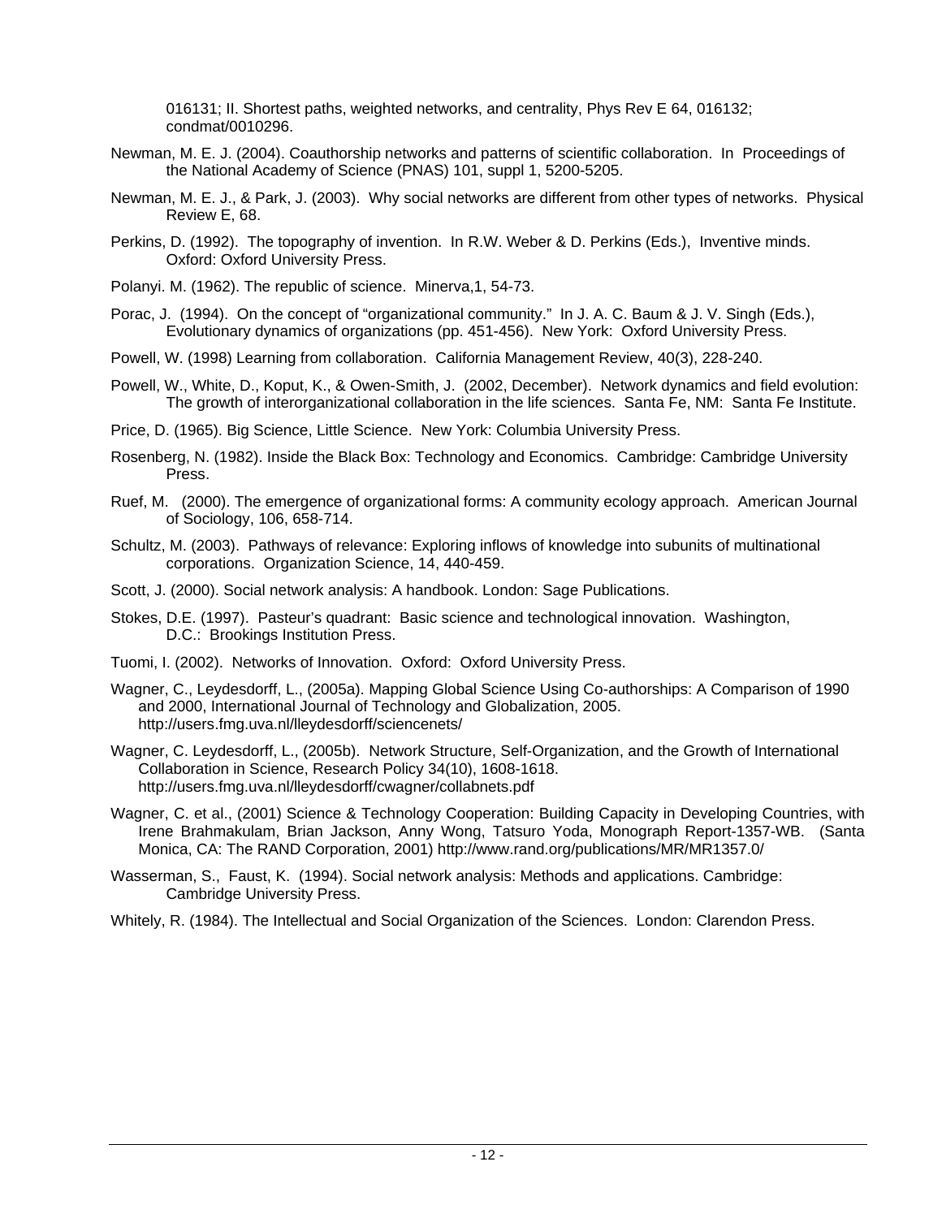016131; II. Shortest paths, weighted networks, and centrality, Phys Rev E 64, 016132; condmat/0010296.

Newman, M. E. J. (2004). Coauthorship networks and patterns of scientific collaboration. In Proceedings of the National Academy of Science (PNAS) 101, suppl 1, 5200-5205.

Newman, M. E. J., & Park, J. (2003). Why social networks are different from other types of networks. Physical Review E, 68.

Perkins, D. (1992). The topography of invention. In R.W. Weber & D. Perkins (Eds.), Inventive minds. Oxford: Oxford University Press.

Polanyi. M. (1962). The republic of science. Minerva,1, 54-73.

Porac, J. (1994). On the concept of "organizational community." In J. A. C. Baum & J. V. Singh (Eds.), Evolutionary dynamics of organizations (pp. 451-456). New York: Oxford University Press.

Powell, W. (1998) Learning from collaboration. California Management Review, 40(3), 228-240.

Powell, W., White, D., Koput, K., & Owen-Smith, J. (2002, December). Network dynamics and field evolution: The growth of interorganizational collaboration in the life sciences. Santa Fe, NM: Santa Fe Institute.

Price, D. (1965). Big Science, Little Science. New York: Columbia University Press.

Rosenberg, N. (1982). Inside the Black Box: Technology and Economics. Cambridge: Cambridge University Press.

Ruef, M. (2000). The emergence of organizational forms: A community ecology approach. American Journal of Sociology, 106, 658-714.

Schultz, M. (2003). Pathways of relevance: Exploring inflows of knowledge into subunits of multinational corporations. Organization Science, 14, 440-459.

Scott, J. (2000). Social network analysis: A handbook. London: Sage Publications.

Stokes, D.E. (1997). Pasteur's quadrant: Basic science and technological innovation. Washington, D.C.: Brookings Institution Press.

Tuomi, I. (2002). Networks of Innovation. Oxford: Oxford University Press.

Wagner, C., Leydesdorff, L., (2005a). Mapping Global Science Using Co-authorships: A Comparison of 1990 and 2000, International Journal of Technology and Globalization, 2005. http://users.fmg.uva.nl/lleydesdorff/sciencenets/

Wagner, C. Leydesdorff, L., (2005b). Network Structure, Self-Organization, and the Growth of International Collaboration in Science, Research Policy 34(10), 1608-1618. http://users.fmg.uva.nl/lleydesdorff/cwagner/collabnets.pdf

Wagner, C. et al., (2001) Science & Technology Cooperation: Building Capacity in Developing Countries, with Irene Brahmakulam, Brian Jackson, Anny Wong, Tatsuro Yoda, Monograph Report-1357-WB. (Santa Monica, CA: The RAND Corporation, 2001) http://www.rand.org/publications/MR/MR1357.0/

Wasserman, S., Faust, K. (1994). Social network analysis: Methods and applications. Cambridge: Cambridge University Press.

Whitely, R. (1984). The Intellectual and Social Organization of the Sciences. London: Clarendon Press.